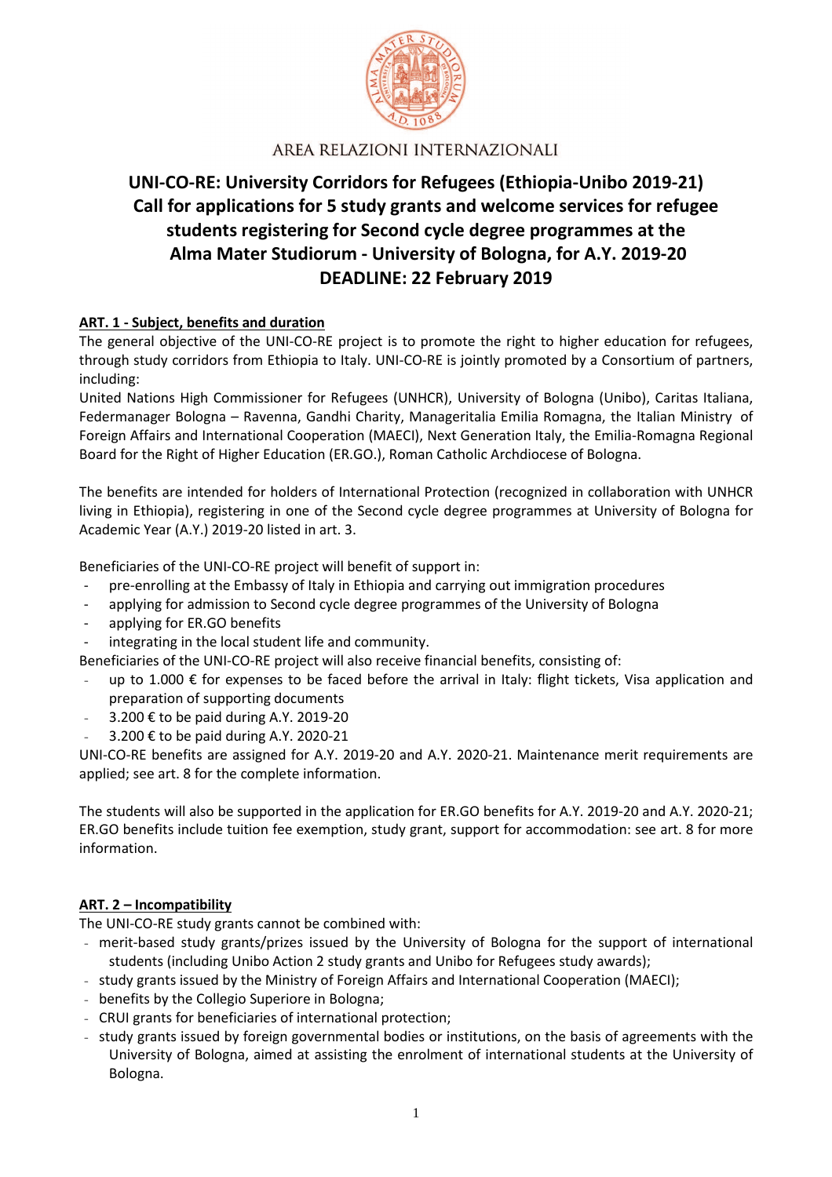AREA RELAZIONI INTERNAZIONALI

# UNI-CO-RE: University Corridors for Refugees (Ethiopia-Unibo 2019-21) Call for applications for 5 study grants and welcome services for refugee students registering for Second cycle degree programmes at the Alma Mater Studiorum - University of Bologna, for A.Y. 2019-20 DEADLINE: 22 February 2019

## ART. 1 - Subject, benefits and duration

The general objective of the UNI-CO-RE project is to promote the right to higher education for refugees, through study corridors from Ethiopia to Italy. UNI-CO-RE is jointly promoted by a Consortium of partners, including:

United Nations High Commissioner for Refugees (UNHCR), University of Bologna (Unibo), Caritas Italiana, Federmanager Bologna – Ravenna, Gandhi Charity, Manageritalia Emilia Romagna, the Italian Ministry of Foreign Affairs and International Cooperation (MAECI), Next Generation Italy, the Emilia-Romagna Regional Board for the Right of Higher Education (ER.GO.), Roman Catholic Archdiocese of Bologna.

The benefits are intended for holders of International Protection (recognized in collaboration with UNHCR living in Ethiopia), registering in one of the Second cycle degree programmes at University of Bologna for Academic Year (A.Y.) 2019-20 listed in art. 3.

Beneficiaries of the UNI-CO-RE project will benefit of support in:

- pre-enrolling at the Embassy of Italy in Ethiopia and carrying out immigration procedures
- applying for admission to Second cycle degree programmes of the University of Bologna
- applying for ER.GO benefits
- integrating in the local student life and community.

Beneficiaries of the UNI-CO-RE project will also receive financial benefits, consisting of:

- up to 1.000 € for expenses to be faced before the arrival in Italy: flight tickets, Visa application and preparation of supporting documents
- 3.200 € to be paid during A.Y. 2019-20
- 3.200 € to be paid during A.Y. 2020-21

UNI-CO-RE benefits are assigned for A.Y. 2019-20 and A.Y. 2020-21. Maintenance merit requirements are applied; see art. 8 for the complete information.

The students will also be supported in the application for ER.GO benefits for A.Y. 2019-20 and A.Y. 2020-21; ER.GO benefits include tuition fee exemption, study grant, support for accommodation: see art. 8 for more information.

## ART. 2 – Incompatibility

The UNI-CO-RE study grants cannot be combined with:

- merit-based study grants/prizes issued by the University of Bologna for the support of international students (including Unibo Action 2 study grants and Unibo for Refugees study awards);
- study grants issued by the Ministry of Foreign Affairs and International Cooperation (MAECI);
- benefits by the Collegio Superiore in Bologna;
- CRUI grants for beneficiaries of international protection;
- study grants issued by foreign governmental bodies or institutions, on the basis of agreements with the University of Bologna, aimed at assisting the enrolment of international students at the University of Bologna.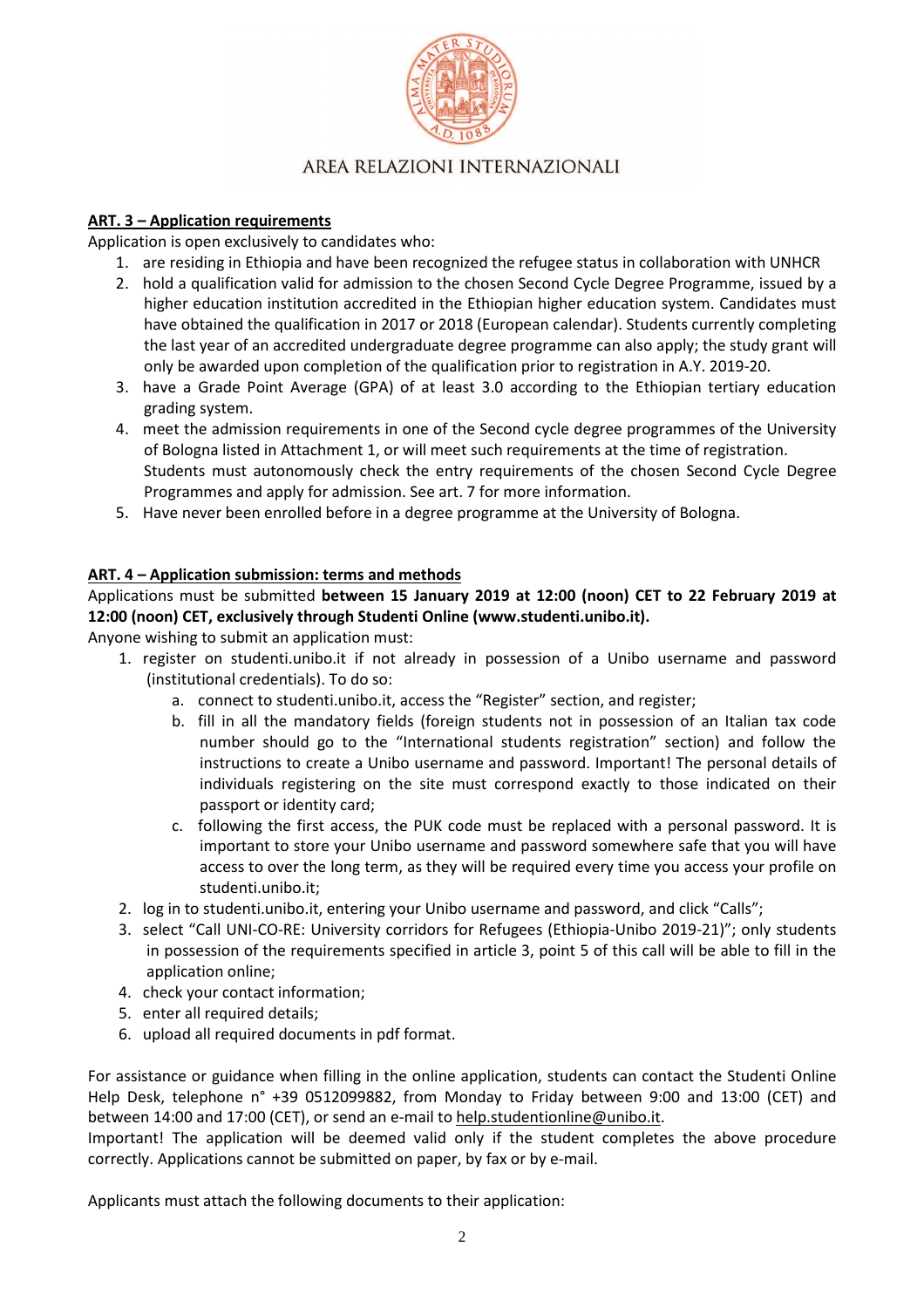## ART. 3 – Application requirements

Application is open exclusively to candidates who:

1. are residing in Ethiopia and have been recognized the refugee status in collaboration with UNHCR
2. hold a qualification valid for admission to the chosen Second Cycle Degree Programme, issued by a higher education institution accredited in the Ethiopian higher education system. Candidates must have obtained the qualification in 2017 or 2018 (European calendar). Students currently completing the last year of an accredited undergraduate degree programme can also apply; the study grant will only be awarded upon completion of the qualification prior to registration in A.Y. 2019-20.
3. have a Grade Point Average (GPA) of at least 3.0 according to the Ethiopian tertiary education grading system.
4. meet the admission requirements in one of the Second cycle degree programmes of the University of Bologna listed in Attachment 1, or will meet such requirements at the time of registration. Students must autonomously check the entry requirements of the chosen Second Cycle Degree Programmes and apply for admission. See art. 7 for more information.
5. Have never been enrolled before in a degree programme at the University of Bologna.

## ART. 4 – Application submission: terms and methods

Applications must be submitted **between 15 January 2019 at 12:00 (noon) CET to 22 February 2019 at 12:00 (noon) CET, exclusively through Studenti Online (www.studenti.unibo.it).**

Anyone wishing to submit an application must:

1. register on studenti.unibo.it if not already in possession of a Unibo username and password (institutional credentials). To do so:
   a. connect to studenti.unibo.it, access the "Register" section, and register;
   b. fill in all the mandatory fields (foreign students not in possession of an Italian tax code number should go to the "International students registration" section) and follow the instructions to create a Unibo username and password. Important! The personal details of individuals registering on the site must correspond exactly to those indicated on their passport or identity card;
   c. following the first access, the PUK code must be replaced with a personal password. It is important to store your Unibo username and password somewhere safe that you will have access to over the long term, as they will be required every time you access your profile on studenti.unibo.it;
2. log in to studenti.unibo.it, entering your Unibo username and password, and click "Calls";
3. select "Call UNI-CO-RE: University corridors for Refugees (Ethiopia-Unibo 2019-21)"; only students in possession of the requirements specified in article 3, point 5 of this call will be able to fill in the application online;
4. check your contact information;
5. enter all required details;
6. upload all required documents in pdf format.

For assistance or guidance when filling in the online application, students can contact the Studenti Online Help Desk, telephone n° +39 0512099882, from Monday to Friday between 9:00 and 13:00 (CET) and between 14:00 and 17:00 (CET), or send an e-mail to help.studentionline@unibo.it.

Important! The application will be deemed valid only if the student completes the above procedure correctly. Applications cannot be submitted on paper, by fax or by e-mail.

Applicants must attach the following documents to their application: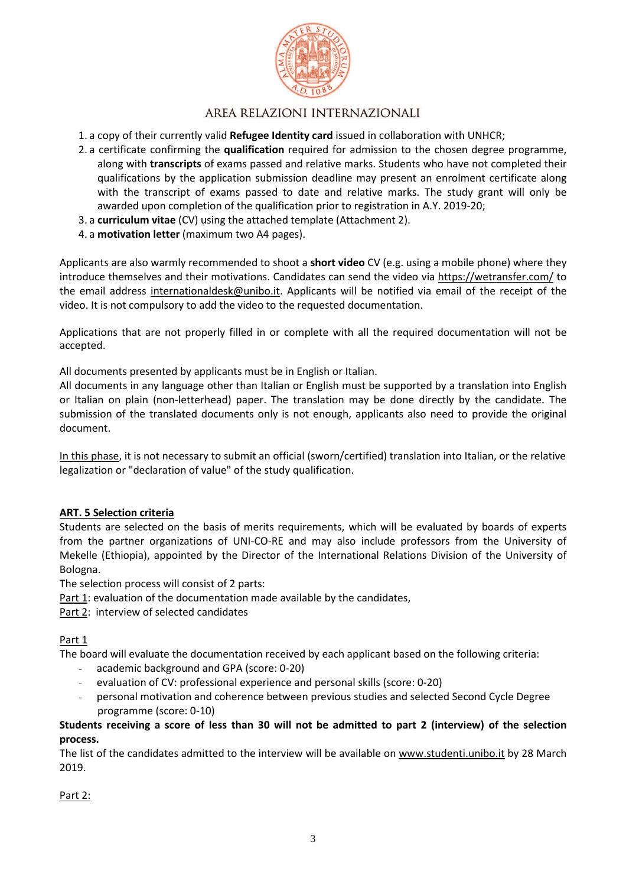1. a copy of their currently valid **Refugee Identity card** issued in collaboration with UNHCR;
2. a certificate confirming the **qualification** required for admission to the chosen degree programme, along with **transcripts** of exams passed and relative marks. Students who have not completed their qualifications by the application submission deadline may present an enrolment certificate along with the transcript of exams passed to date and relative marks. The study grant will only be awarded upon completion of the qualification prior to registration in A.Y. 2019-20;
3. a **curriculum vitae** (CV) using the attached template (Attachment 2).
4. a **motivation letter** (maximum two A4 pages).

Applicants are also warmly recommended to shoot a **short video** CV (e.g. using a mobile phone) where they introduce themselves and their motivations. Candidates can send the video via https://wetransfer.com/ to the email address internationaldesk@unibo.it. Applicants will be notified via email of the receipt of the video. It is not compulsory to add the video to the requested documentation.

Applications that are not properly filled in or complete with all the required documentation will not be accepted.

All documents presented by applicants must be in English or Italian.
All documents in any language other than Italian or English must be supported by a translation into English or Italian on plain (non-letterhead) paper. The translation may be done directly by the candidate. The submission of the translated documents only is not enough, applicants also need to provide the original document.

In this phase, it is not necessary to submit an official (sworn/certified) translation into Italian, or the relative legalization or "declaration of value" of the study qualification.

## ART. 5 Selection criteria

Students are selected on the basis of merits requirements, which will be evaluated by boards of experts from the partner organizations of UNI-CO-RE and may also include professors from the University of Mekelle (Ethiopia), appointed by the Director of the International Relations Division of the University of Bologna.
The selection process will consist of 2 parts:
Part 1: evaluation of the documentation made available by the candidates,
Part 2: interview of selected candidates

Part 1
The board will evaluate the documentation received by each applicant based on the following criteria:

- academic background and GPA (score: 0-20)
- evaluation of CV: professional experience and personal skills (score: 0-20)
- personal motivation and coherence between previous studies and selected Second Cycle Degree programme (score: 0-10)

**Students receiving a score of less than 30 will not be admitted to part 2 (interview) of the selection process.**
The list of the candidates admitted to the interview will be available on www.studenti.unibo.it by 28 March 2019.

Part 2: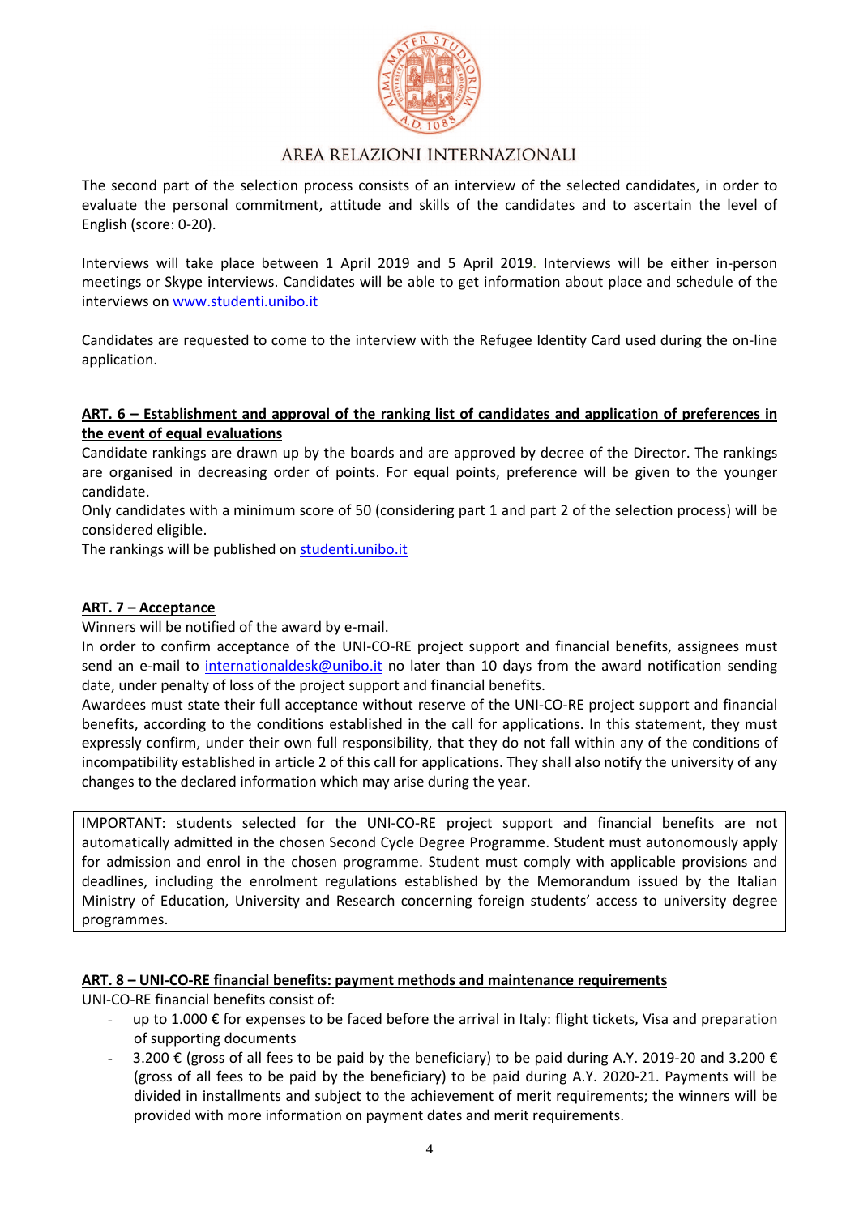The second part of the selection process consists of an interview of the selected candidates, in order to evaluate the personal commitment, attitude and skills of the candidates and to ascertain the level of English (score: 0-20).

Interviews will take place between 1 April 2019 and 5 April 2019. Interviews will be either in-person meetings or Skype interviews. Candidates will be able to get information about place and schedule of the interviews on [www.studenti.unibo.it](www.studenti.unibo.it)

Candidates are requested to come to the interview with the Refugee Identity Card used during the on-line application.

## ART. 6 – Establishment and approval of the ranking list of candidates and application of preferences in the event of equal evaluations

Candidate rankings are drawn up by the boards and are approved by decree of the Director. The rankings are organised in decreasing order of points. For equal points, preference will be given to the younger candidate.

Only candidates with a minimum score of 50 (considering part 1 and part 2 of the selection process) will be considered eligible.

The rankings will be published on [studenti.unibo.it](studenti.unibo.it)

## ART. 7 – Acceptance

Winners will be notified of the award by e-mail.

In order to confirm acceptance of the UNI-CO-RE project support and financial benefits, assignees must send an e-mail to [internationaldesk@unibo.it](mailto:internationaldesk@unibo.it) no later than 10 days from the award notification sending date, under penalty of loss of the project support and financial benefits.

Awardees must state their full acceptance without reserve of the UNI-CO-RE project support and financial benefits, according to the conditions established in the call for applications. In this statement, they must expressly confirm, under their own full responsibility, that they do not fall within any of the conditions of incompatibility established in article 2 of this call for applications. They shall also notify the university of any changes to the declared information which may arise during the year.

> IMPORTANT: students selected for the UNI-CO-RE project support and financial benefits are not automatically admitted in the chosen Second Cycle Degree Programme. Student must autonomously apply for admission and enrol in the chosen programme. Student must comply with applicable provisions and deadlines, including the enrolment regulations established by the Memorandum issued by the Italian Ministry of Education, University and Research concerning foreign students' access to university degree programmes.

## ART. 8 – UNI-CO-RE financial benefits: payment methods and maintenance requirements

UNI-CO-RE financial benefits consist of:

- up to 1.000 € for expenses to be faced before the arrival in Italy: flight tickets, Visa and preparation of supporting documents
- 3.200 € (gross of all fees to be paid by the beneficiary) to be paid during A.Y. 2019-20 and 3.200 € (gross of all fees to be paid by the beneficiary) to be paid during A.Y. 2020-21. Payments will be divided in installments and subject to the achievement of merit requirements; the winners will be provided with more information on payment dates and merit requirements.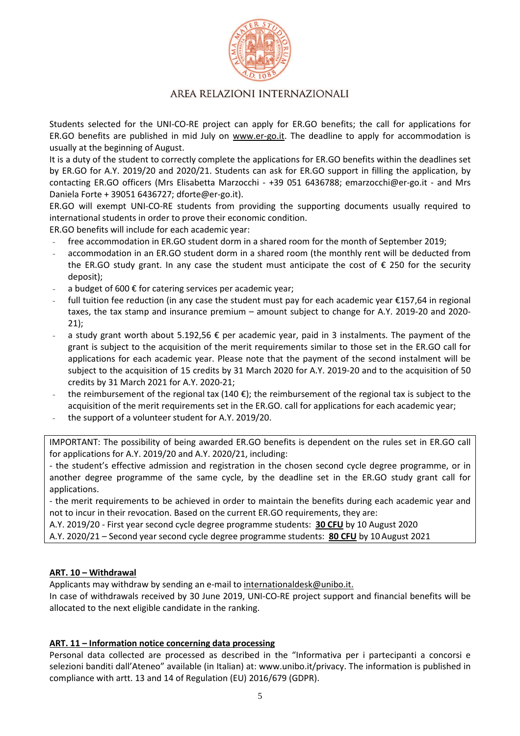Students selected for the UNI-CO-RE project can apply for ER.GO benefits; the call for applications for ER.GO benefits are published in mid July on www.er-go.it. The deadline to apply for accommodation is usually at the beginning of August.

It is a duty of the student to correctly complete the applications for ER.GO benefits within the deadlines set by ER.GO for A.Y. 2019/20 and 2020/21. Students can ask for ER.GO support in filling the application, by contacting ER.GO officers (Mrs Elisabetta Marzocchi - +39 051 6436788; emarzocchi@er-go.it - and Mrs Daniela Forte + 39051 6436727; dforte@er-go.it).

ER.GO will exempt UNI-CO-RE students from providing the supporting documents usually required to international students in order to prove their economic condition.

ER.GO benefits will include for each academic year:

- free accommodation in ER.GO student dorm in a shared room for the month of September 2019;
- accommodation in an ER.GO student dorm in a shared room (the monthly rent will be deducted from the ER.GO study grant. In any case the student must anticipate the cost of € 250 for the security deposit);
- a budget of 600 € for catering services per academic year;
- full tuition fee reduction (in any case the student must pay for each academic year €157,64 in regional taxes, the tax stamp and insurance premium – amount subject to change for A.Y. 2019-20 and 2020-21);
- a study grant worth about 5.192,56 € per academic year, paid in 3 instalments. The payment of the grant is subject to the acquisition of the merit requirements similar to those set in the ER.GO call for applications for each academic year. Please note that the payment of the second instalment will be subject to the acquisition of 15 credits by 31 March 2020 for A.Y. 2019-20 and to the acquisition of 50 credits by 31 March 2021 for A.Y. 2020-21;
- the reimbursement of the regional tax (140 €); the reimbursement of the regional tax is subject to the acquisition of the merit requirements set in the ER.GO. call for applications for each academic year;
- the support of a volunteer student for A.Y. 2019/20.

IMPORTANT: The possibility of being awarded ER.GO benefits is dependent on the rules set in ER.GO call for applications for A.Y. 2019/20 and A.Y. 2020/21, including:

- the student's effective admission and registration in the chosen second cycle degree programme, or in another degree programme of the same cycle, by the deadline set in the ER.GO study grant call for applications.

- the merit requirements to be achieved in order to maintain the benefits during each academic year and not to incur in their revocation. Based on the current ER.GO requirements, they are:

A.Y. 2019/20 - First year second cycle degree programme students: **30 CFU** by 10 August 2020

A.Y. 2020/21 – Second year second cycle degree programme students: **80 CFU** by 10 August 2021

## ART. 10 – Withdrawal

Applicants may withdraw by sending an e-mail to internationaldesk@unibo.it.

In case of withdrawals received by 30 June 2019, UNI-CO-RE project support and financial benefits will be allocated to the next eligible candidate in the ranking.

## ART. 11 – Information notice concerning data processing

Personal data collected are processed as described in the "Informativa per i partecipanti a concorsi e selezioni banditi dall'Ateneo" available (in Italian) at: www.unibo.it/privacy. The information is published in compliance with artt. 13 and 14 of Regulation (EU) 2016/679 (GDPR).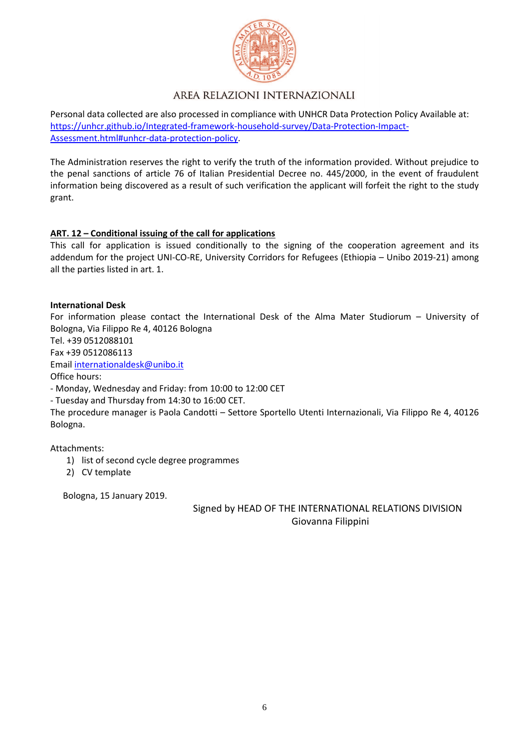AREA RELAZIONI INTERNAZIONALI

Personal data collected are also processed in compliance with UNHCR Data Protection Policy Available at: [https://unhcr.github.io/Integrated-framework-household-survey/Data-Protection-Impact-Assessment.html#unhcr-data-protection-policy](https://unhcr.github.io/Integrated-framework-household-survey/Data-Protection-Impact-Assessment.html#unhcr-data-protection-policy).

The Administration reserves the right to verify the truth of the information provided. Without prejudice to the penal sanctions of article 76 of Italian Presidential Decree no. 445/2000, in the event of fraudulent information being discovered as a result of such verification the applicant will forfeit the right to the study grant.

## ART. 12 – Conditional issuing of the call for applications

This call for application is issued conditionally to the signing of the cooperation agreement and its addendum for the project UNI-CO-RE, University Corridors for Refugees (Ethiopia – Unibo 2019-21) among all the parties listed in art. 1.

**International Desk**

For information please contact the International Desk of the Alma Mater Studiorum – University of Bologna, Via Filippo Re 4, 40126 Bologna
Tel. +39 0512088101
Fax +39 0512086113
Email [internationaldesk@unibo.it](mailto:internationaldesk@unibo.it)
Office hours:
- Monday, Wednesday and Friday: from 10:00 to 12:00 CET
- Tuesday and Thursday from 14:30 to 16:00 CET.

The procedure manager is Paola Candotti – Settore Sportello Utenti Internazionali, Via Filippo Re 4, 40126 Bologna.

Attachments:
1) list of second cycle degree programmes
2) CV template

Bologna, 15 January 2019.

Signed by HEAD OF THE INTERNATIONAL RELATIONS DIVISION
Giovanna Filippini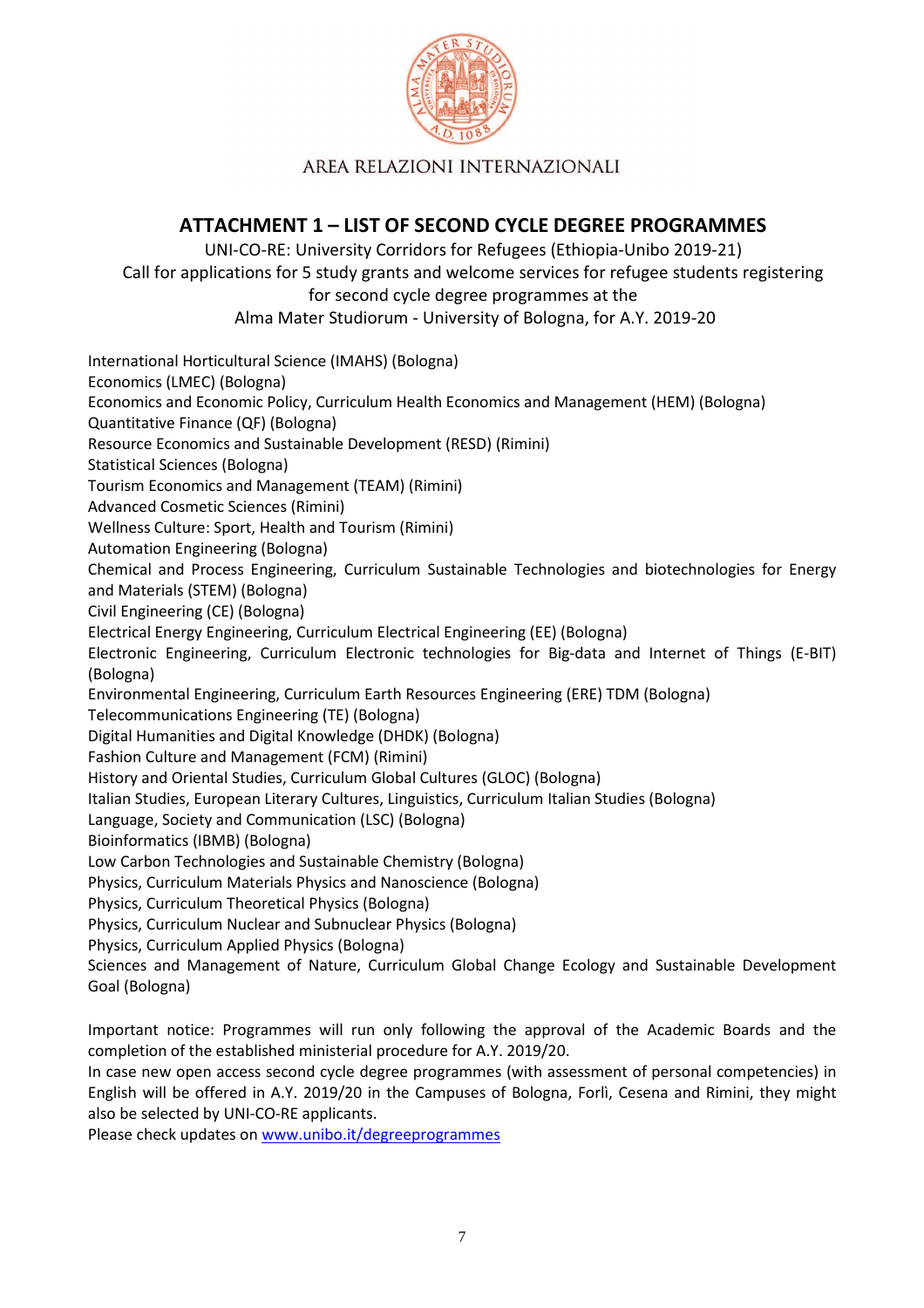AREA RELAZIONI INTERNAZIONALI

## ATTACHMENT 1 – LIST OF SECOND CYCLE DEGREE PROGRAMMES

UNI-CO-RE: University Corridors for Refugees (Ethiopia-Unibo 2019-21)
Call for applications for 5 study grants and welcome services for refugee students registering for second cycle degree programmes at the
Alma Mater Studiorum - University of Bologna, for A.Y. 2019-20

International Horticultural Science (IMAHS) (Bologna)
Economics (LMEC) (Bologna)
Economics and Economic Policy, Curriculum Health Economics and Management (HEM) (Bologna)
Quantitative Finance (QF) (Bologna)
Resource Economics and Sustainable Development (RESD) (Rimini)
Statistical Sciences (Bologna)
Tourism Economics and Management (TEAM) (Rimini)
Advanced Cosmetic Sciences (Rimini)
Wellness Culture: Sport, Health and Tourism (Rimini)
Automation Engineering (Bologna)
Chemical and Process Engineering, Curriculum Sustainable Technologies and biotechnologies for Energy and Materials (STEM) (Bologna)
Civil Engineering (CE) (Bologna)
Electrical Energy Engineering, Curriculum Electrical Engineering (EE) (Bologna)
Electronic Engineering, Curriculum Electronic technologies for Big-data and Internet of Things (E-BIT) (Bologna)
Environmental Engineering, Curriculum Earth Resources Engineering (ERE) TDM (Bologna)
Telecommunications Engineering (TE) (Bologna)
Digital Humanities and Digital Knowledge (DHDK) (Bologna)
Fashion Culture and Management (FCM) (Rimini)
History and Oriental Studies, Curriculum Global Cultures (GLOC) (Bologna)
Italian Studies, European Literary Cultures, Linguistics, Curriculum Italian Studies (Bologna)
Language, Society and Communication (LSC) (Bologna)
Bioinformatics (IBMB) (Bologna)
Low Carbon Technologies and Sustainable Chemistry (Bologna)
Physics, Curriculum Materials Physics and Nanoscience (Bologna)
Physics, Curriculum Theoretical Physics (Bologna)
Physics, Curriculum Nuclear and Subnuclear Physics (Bologna)
Physics, Curriculum Applied Physics (Bologna)
Sciences and Management of Nature, Curriculum Global Change Ecology and Sustainable Development Goal (Bologna)

Important notice: Programmes will run only following the approval of the Academic Boards and the completion of the established ministerial procedure for A.Y. 2019/20.
In case new open access second cycle degree programmes (with assessment of personal competencies) in English will be offered in A.Y. 2019/20 in the Campuses of Bologna, Forlì, Cesena and Rimini, they might also be selected by UNI-CO-RE applicants.
Please check updates on [www.unibo.it/degreeprogrammes](www.unibo.it/degreeprogrammes)